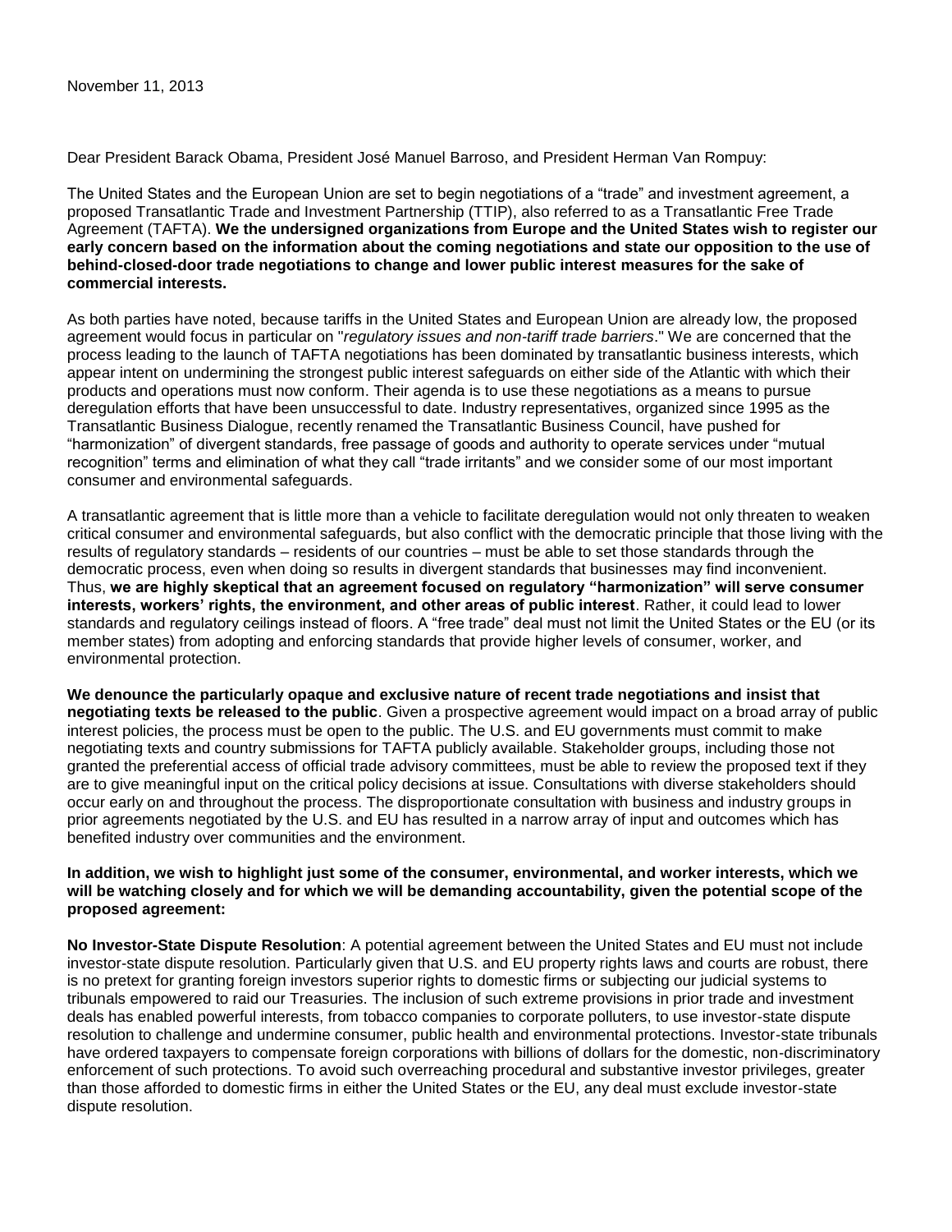November 11, 2013

Dear President Barack Obama, President José Manuel Barroso, and President Herman Van Rompuy:

The United States and the European Union are set to begin negotiations of a "trade" and investment agreement, a proposed Transatlantic Trade and Investment Partnership (TTIP), also referred to as a Transatlantic Free Trade Agreement (TAFTA). **We the undersigned organizations from Europe and the United States wish to register our early concern based on the information about the coming negotiations and state our opposition to the use of behind-closed-door trade negotiations to change and lower public interest measures for the sake of commercial interests.**

As both parties have noted, because tariffs in the United States and European Union are already low, the proposed agreement would focus in particular on "*regulatory issues and non-tariff trade barriers*." We are concerned that the process leading to the launch of TAFTA negotiations has been dominated by transatlantic business interests, which appear intent on undermining the strongest public interest safeguards on either side of the Atlantic with which their products and operations must now conform. Their agenda is to use these negotiations as a means to pursue deregulation efforts that have been unsuccessful to date. Industry representatives, organized since 1995 as the Transatlantic Business Dialogue, recently renamed the Transatlantic Business Council, have pushed for "harmonization" of divergent standards, free passage of goods and authority to operate services under "mutual recognition" terms and elimination of what they call "trade irritants" and we consider some of our most important consumer and environmental safeguards.

A transatlantic agreement that is little more than a vehicle to facilitate deregulation would not only threaten to weaken critical consumer and environmental safeguards, but also conflict with the democratic principle that those living with the results of regulatory standards – residents of our countries – must be able to set those standards through the democratic process, even when doing so results in divergent standards that businesses may find inconvenient. Thus, **we are highly skeptical that an agreement focused on regulatory "harmonization" will serve consumer interests, workers' rights, the environment, and other areas of public interest**. Rather, it could lead to lower standards and regulatory ceilings instead of floors. A "free trade" deal must not limit the United States or the EU (or its member states) from adopting and enforcing standards that provide higher levels of consumer, worker, and environmental protection.

**We denounce the particularly opaque and exclusive nature of recent trade negotiations and insist that negotiating texts be released to the public**. Given a prospective agreement would impact on a broad array of public interest policies, the process must be open to the public. The U.S. and EU governments must commit to make negotiating texts and country submissions for TAFTA publicly available. Stakeholder groups, including those not granted the preferential access of official trade advisory committees, must be able to review the proposed text if they are to give meaningful input on the critical policy decisions at issue. Consultations with diverse stakeholders should occur early on and throughout the process. The disproportionate consultation with business and industry groups in prior agreements negotiated by the U.S. and EU has resulted in a narrow array of input and outcomes which has benefited industry over communities and the environment.

**In addition, we wish to highlight just some of the consumer, environmental, and worker interests, which we will be watching closely and for which we will be demanding accountability, given the potential scope of the proposed agreement:**

**No Investor-State Dispute Resolution**: A potential agreement between the United States and EU must not include investor-state dispute resolution. Particularly given that U.S. and EU property rights laws and courts are robust, there is no pretext for granting foreign investors superior rights to domestic firms or subjecting our judicial systems to tribunals empowered to raid our Treasuries. The inclusion of such extreme provisions in prior trade and investment deals has enabled powerful interests, from tobacco companies to corporate polluters, to use investor-state dispute resolution to challenge and undermine consumer, public health and environmental protections. Investor-state tribunals have ordered taxpayers to compensate foreign corporations with billions of dollars for the domestic, non-discriminatory enforcement of such protections. To avoid such overreaching procedural and substantive investor privileges, greater than those afforded to domestic firms in either the United States or the EU, any deal must exclude investor-state dispute resolution.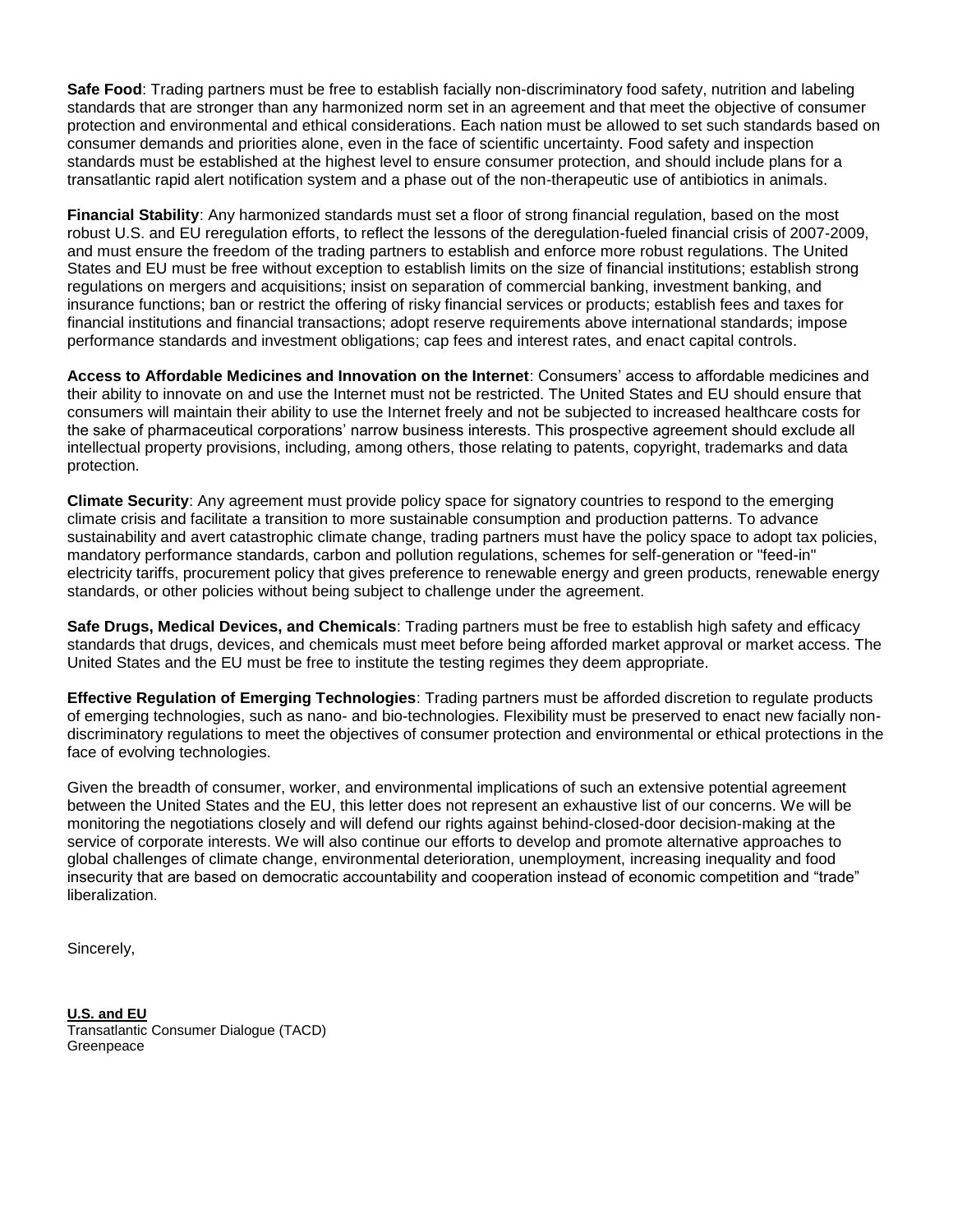**Safe Food**: Trading partners must be free to establish facially non-discriminatory food safety, nutrition and labeling standards that are stronger than any harmonized norm set in an agreement and that meet the objective of consumer protection and environmental and ethical considerations. Each nation must be allowed to set such standards based on consumer demands and priorities alone, even in the face of scientific uncertainty. Food safety and inspection standards must be established at the highest level to ensure consumer protection, and should include plans for a transatlantic rapid alert notification system and a phase out of the non-therapeutic use of antibiotics in animals.

**Financial Stability**: Any harmonized standards must set a floor of strong financial regulation, based on the most robust U.S. and EU reregulation efforts, to reflect the lessons of the deregulation-fueled financial crisis of 2007-2009, and must ensure the freedom of the trading partners to establish and enforce more robust regulations. The United States and EU must be free without exception to establish limits on the size of financial institutions; establish strong regulations on mergers and acquisitions; insist on separation of commercial banking, investment banking, and insurance functions; ban or restrict the offering of risky financial services or products; establish fees and taxes for financial institutions and financial transactions; adopt reserve requirements above international standards; impose performance standards and investment obligations; cap fees and interest rates, and enact capital controls.

**Access to Affordable Medicines and Innovation on the Internet**: Consumers' access to affordable medicines and their ability to innovate on and use the Internet must not be restricted. The United States and EU should ensure that consumers will maintain their ability to use the Internet freely and not be subjected to increased healthcare costs for the sake of pharmaceutical corporations' narrow business interests. This prospective agreement should exclude all intellectual property provisions, including, among others, those relating to patents, copyright, trademarks and data protection.

**Climate Security**: Any agreement must provide policy space for signatory countries to respond to the emerging climate crisis and facilitate a transition to more sustainable consumption and production patterns. To advance sustainability and avert catastrophic climate change, trading partners must have the policy space to adopt tax policies, mandatory performance standards, carbon and pollution regulations, schemes for self-generation or "feed-in" electricity tariffs, procurement policy that gives preference to renewable energy and green products, renewable energy standards, or other policies without being subject to challenge under the agreement.

**Safe Drugs, Medical Devices, and Chemicals**: Trading partners must be free to establish high safety and efficacy standards that drugs, devices, and chemicals must meet before being afforded market approval or market access. The United States and the EU must be free to institute the testing regimes they deem appropriate.

**Effective Regulation of Emerging Technologies**: Trading partners must be afforded discretion to regulate products of emerging technologies, such as nano- and bio-technologies. Flexibility must be preserved to enact new facially non-discriminatory regulations to meet the objectives of consumer protection and environmental or ethical protections in the face of evolving technologies.

Given the breadth of consumer, worker, and environmental implications of such an extensive potential agreement between the United States and the EU, this letter does not represent an exhaustive list of our concerns. We will be monitoring the negotiations closely and will defend our rights against behind-closed-door decision-making at the service of corporate interests. We will also continue our efforts to develop and promote alternative approaches to global challenges of climate change, environmental deterioration, unemployment, increasing inequality and food insecurity that are based on democratic accountability and cooperation instead of economic competition and "trade" liberalization.

Sincerely,

**U.S. and EU**
Transatlantic Consumer Dialogue (TACD)
Greenpeace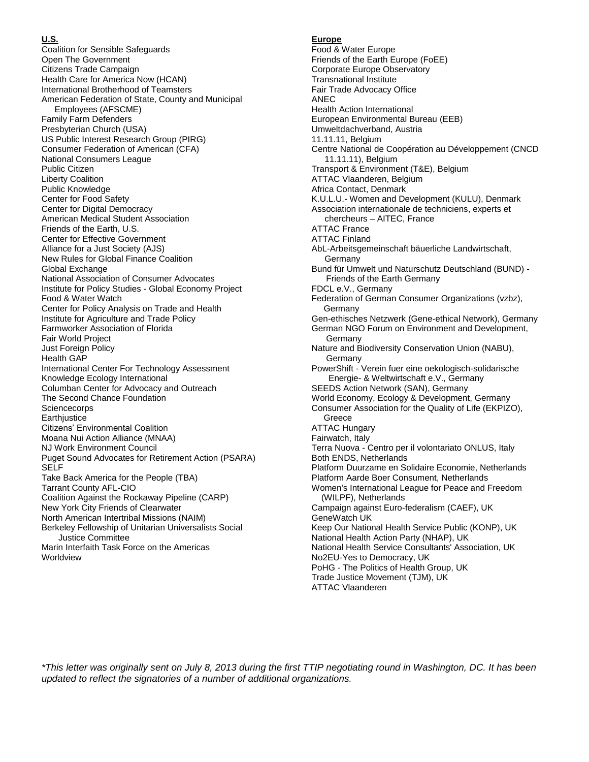**U.S.**

Coalition for Sensible Safeguards
Open The Government
Citizens Trade Campaign
Health Care for America Now (HCAN)
International Brotherhood of Teamsters
American Federation of State, County and Municipal Employees (AFSCME)
Family Farm Defenders
Presbyterian Church (USA)
US Public Interest Research Group (PIRG)
Consumer Federation of American (CFA)
National Consumers League
Public Citizen
Liberty Coalition
Public Knowledge
Center for Food Safety
Center for Digital Democracy
American Medical Student Association
Friends of the Earth, U.S.
Center for Effective Government
Alliance for a Just Society (AJS)
New Rules for Global Finance Coalition
Global Exchange
National Association of Consumer Advocates
Institute for Policy Studies - Global Economy Project
Food & Water Watch
Center for Policy Analysis on Trade and Health
Institute for Agriculture and Trade Policy
Farmworker Association of Florida
Fair World Project
Just Foreign Policy
Health GAP
International Center For Technology Assessment
Knowledge Ecology International
Columban Center for Advocacy and Outreach
The Second Chance Foundation
Sciencecorps
Earthjustice
Citizens' Environmental Coalition
Moana Nui Action Alliance (MNAA)
NJ Work Environment Council
Puget Sound Advocates for Retirement Action (PSARA)
SELF
Take Back America for the People (TBA)
Tarrant County AFL-CIO
Coalition Against the Rockaway Pipeline (CARP)
New York City Friends of Clearwater
North American Intertribal Missions (NAIM)
Berkeley Fellowship of Unitarian Universalists Social Justice Committee
Marin Interfaith Task Force on the Americas
Worldview

**Europe**

Food & Water Europe
Friends of the Earth Europe (FoEE)
Corporate Europe Observatory
Transnational Institute
Fair Trade Advocacy Office
ANEC
Health Action International
European Environmental Bureau (EEB)
Umweltdachverband, Austria
11.11.11, Belgium
Centre National de Coopération au Développement (CNCD 11.11.11), Belgium
Transport & Environment (T&E), Belgium
ATTAC Vlaanderen, Belgium
Africa Contact, Denmark
K.U.L.U.- Women and Development (KULU), Denmark
Association internationale de techniciens, experts et chercheurs – AITEC, France
ATTAC France
ATTAC Finland
AbL-Arbeitsgemeinschaft bäuerliche Landwirtschaft, Germany
Bund für Umwelt und Naturschutz Deutschland (BUND) - Friends of the Earth Germany
FDCL e.V., Germany
Federation of German Consumer Organizations (vzbz), Germany
Gen-ethisches Netzwerk (Gene-ethical Network), Germany
German NGO Forum on Environment and Development, Germany
Nature and Biodiversity Conservation Union (NABU), Germany
PowerShift - Verein fuer eine oekologisch-solidarische Energie- & Weltwirtschaft e.V., Germany
SEEDS Action Network (SAN), Germany
World Economy, Ecology & Development, Germany
Consumer Association for the Quality of Life (EKPIZO), Greece
ATTAC Hungary
Fairwatch, Italy
Terra Nuova - Centro per il volontariato ONLUS, Italy
Both ENDS, Netherlands
Platform Duurzame en Solidaire Economie, Netherlands
Platform Aarde Boer Consument, Netherlands
Women's International League for Peace and Freedom (WILPF), Netherlands
Campaign against Euro-federalism (CAEF), UK
GeneWatch UK
Keep Our National Health Service Public (KONP), UK
National Health Action Party (NHAP), UK
National Health Service Consultants' Association, UK
No2EU-Yes to Democracy, UK
PoHG - The Politics of Health Group, UK
Trade Justice Movement (TJM), UK
ATTAC Vlaanderen

*\*This letter was originally sent on July 8, 2013 during the first TTIP negotiating round in Washington, DC. It has been updated to reflect the signatories of a number of additional organizations.*